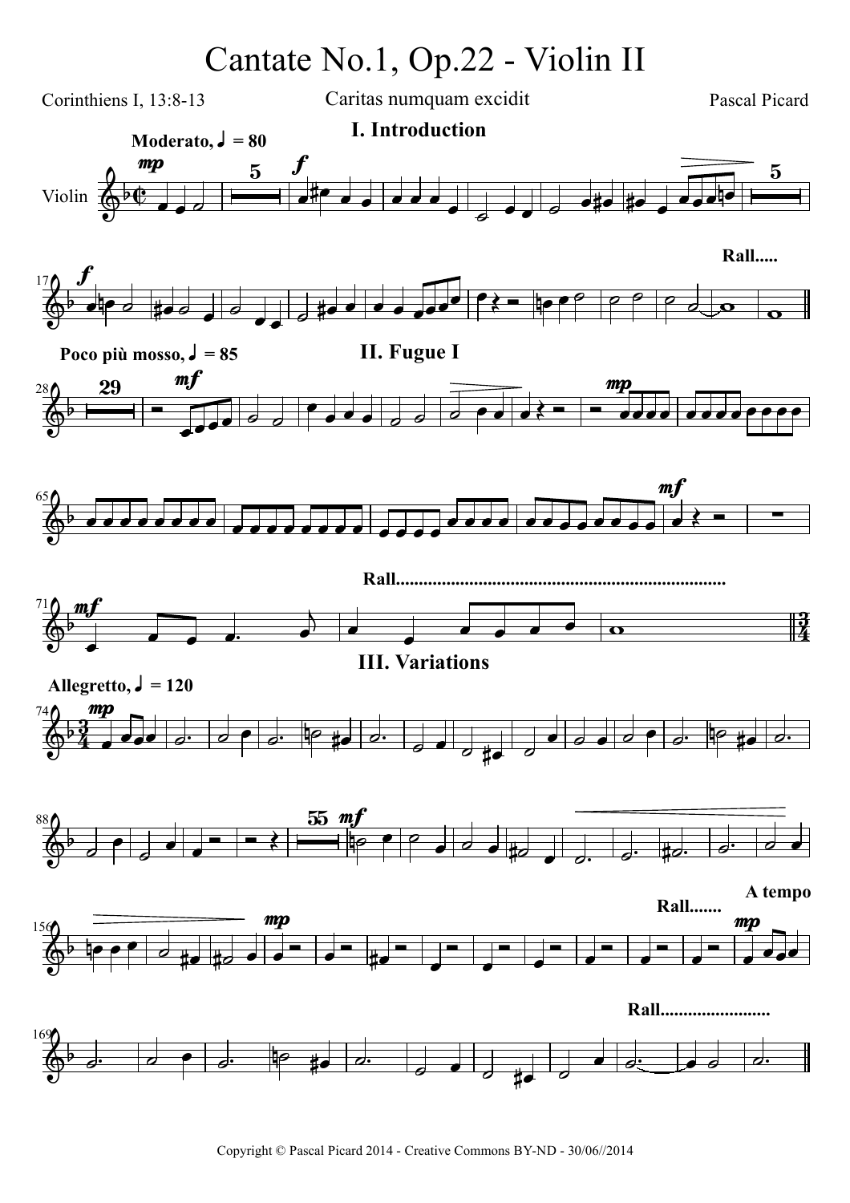# Cantate No.1, Op.22 - Violin II

Corinthiens I, 13:8-13

Caritas numquam excidit

Pascal Picard

## I. Introduction

**Moderato, ♩ = 80**

Violin

*mp* **5** *f* **5**

17 *f* **Rall.....**

## II. Fugue I

**Poco più mosso, ♩ = 85**

28 **29** *mf* *mp*

65 *mf*

71 *mf* **Rall.........................................................................**

## III. Variations

**Allegretto, ♩ = 120**

74 *mp*

88 **55** *mf*

156 *mp* **Rall.......** **A tempo** *mp*

169 **Rall........................**

Copyright © Pascal Picard 2014 - Creative Commons BY-ND - 30/06//2014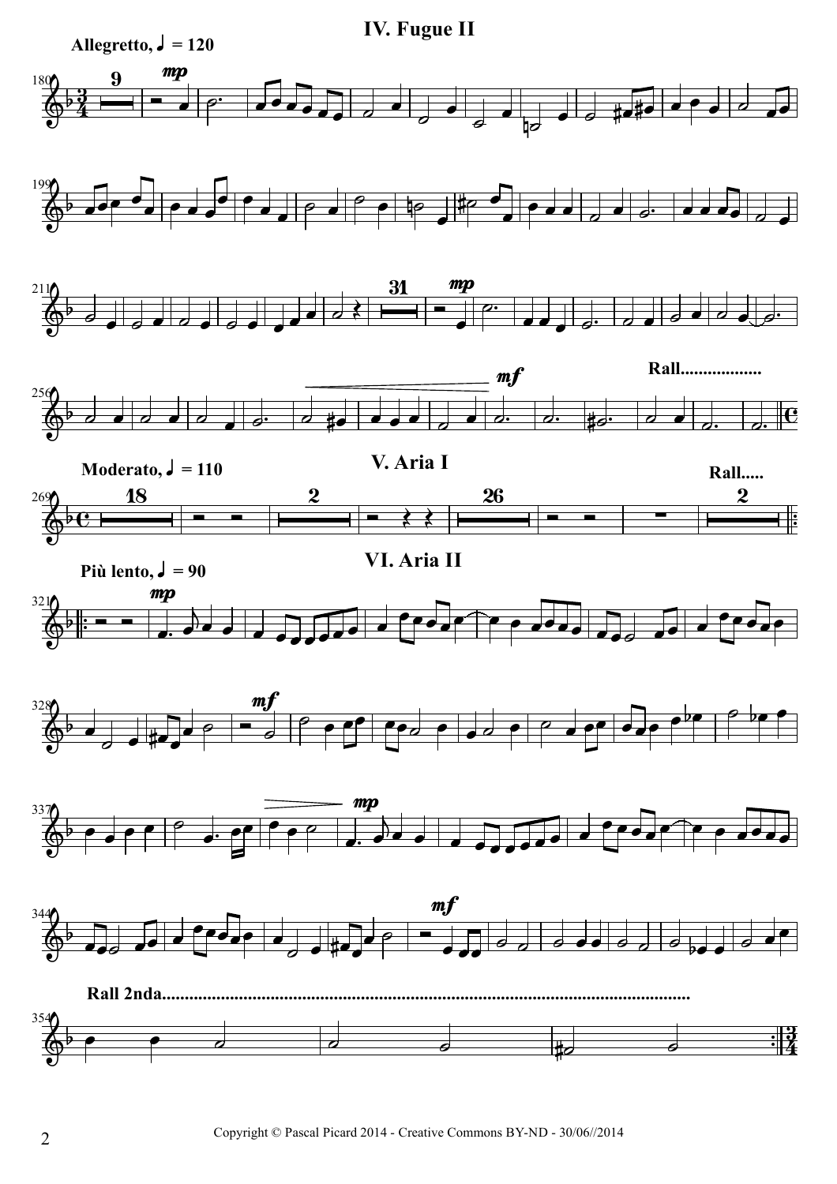## IV. Fugue II

**Allegretto, ♩ = 120**

**Rall..................**

## V. Aria I

**Moderato, ♩ = 110**

**Rall.....**

## VI. Aria II

**Più lento, ♩ = 90**

**Rall 2nda......................................................................................................................**

Copyright © Pascal Picard 2014 - Creative Commons BY-ND - 30/06//2014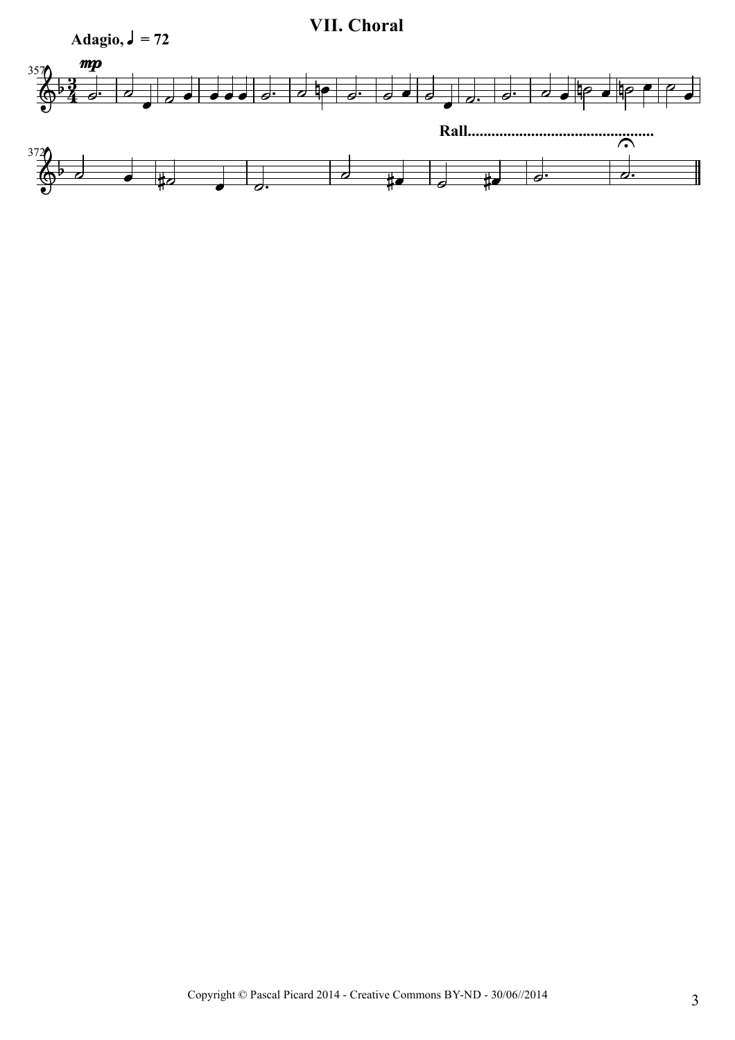# VII. Choral

Adagio, ♩ = 72

*mp*

Rall...............................................

Copyright © Pascal Picard 2014 - Creative Commons BY-ND - 30/06//2014